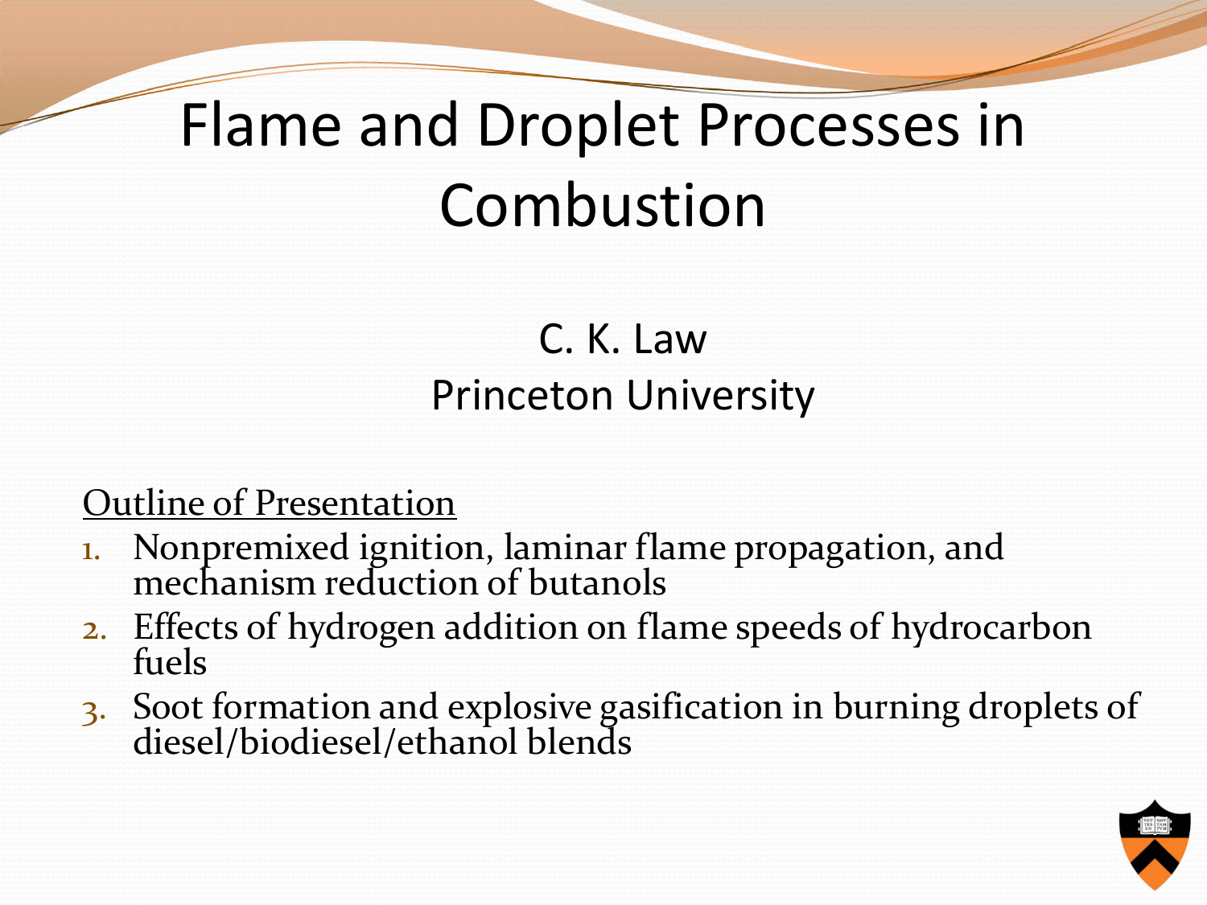# Flame and Droplet Processes in Combustion

C. K. Law
Princeton University

Outline of Presentation

1. Nonpremixed ignition, laminar flame propagation, and mechanism reduction of butanols
2. Effects of hydrogen addition on flame speeds of hydrocarbon fuels
3. Soot formation and explosive gasification in burning droplets of diesel/biodiesel/ethanol blends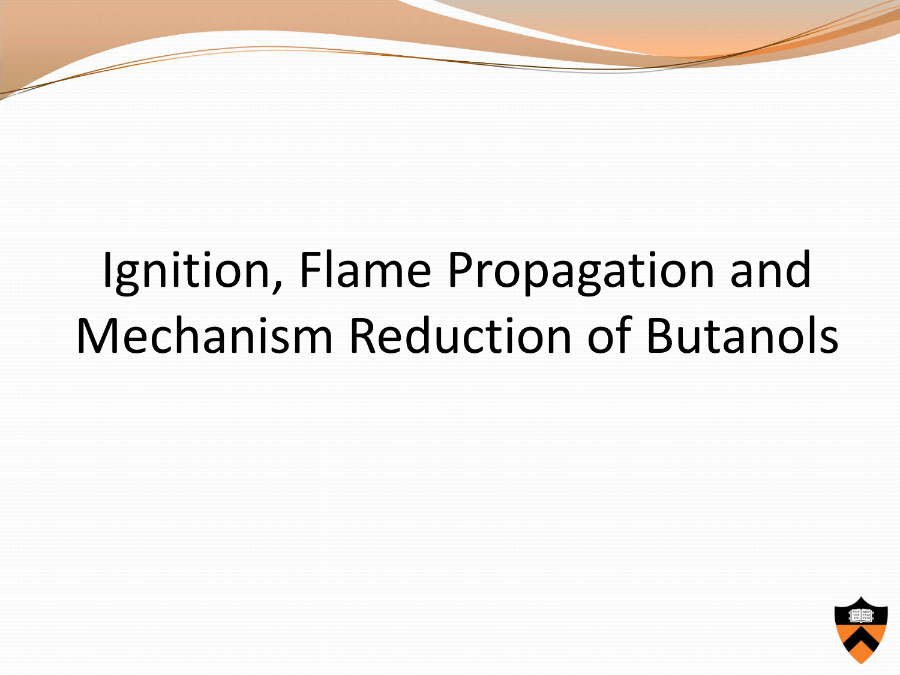# Ignition, Flame Propagation and Mechanism Reduction of Butanols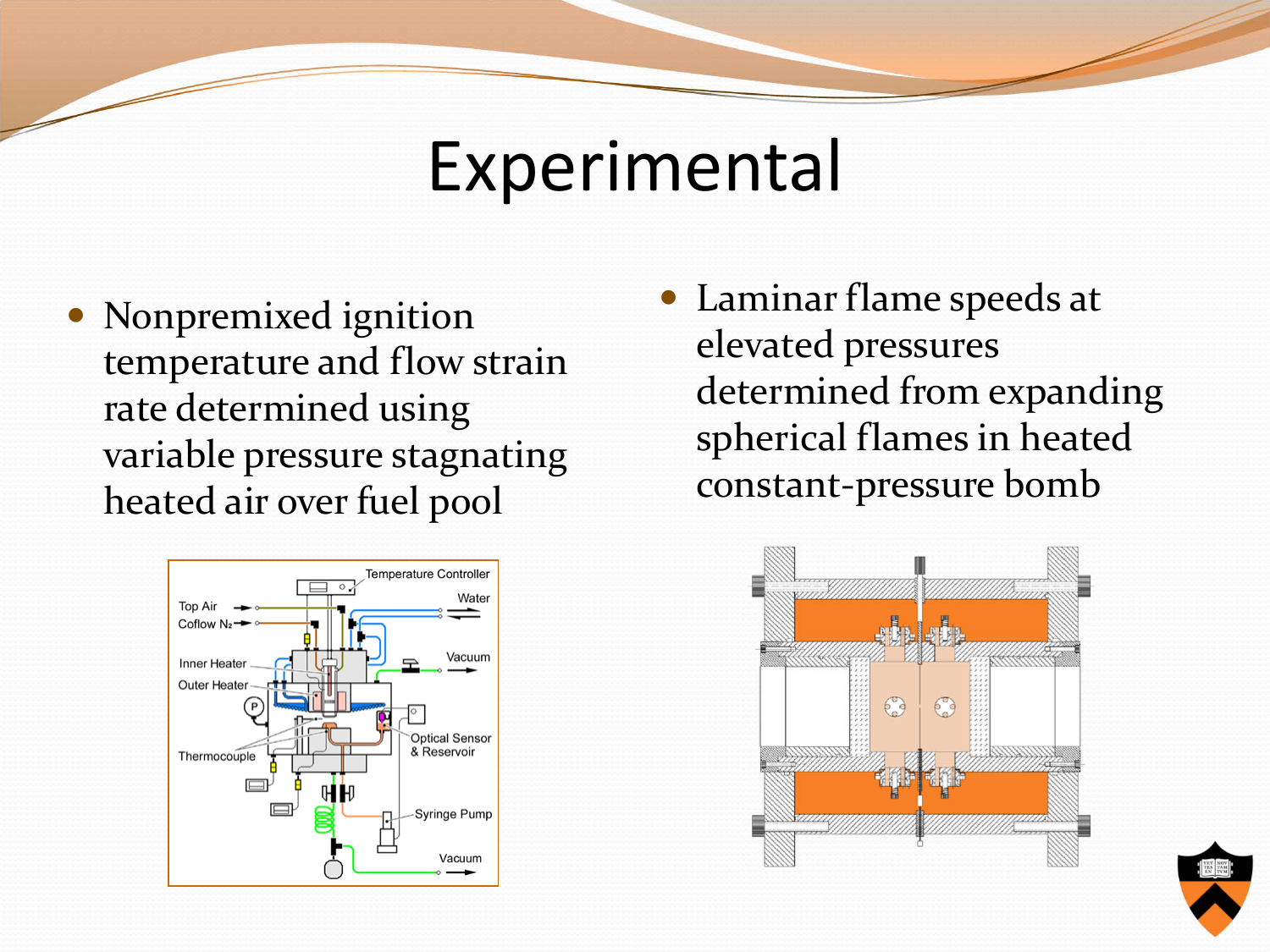# Experimental

- Nonpremixed ignition temperature and flow strain rate determined using variable pressure stagnating heated air over fuel pool

- Laminar flame speeds at elevated pressures determined from expanding spherical flames in heated constant-pressure bomb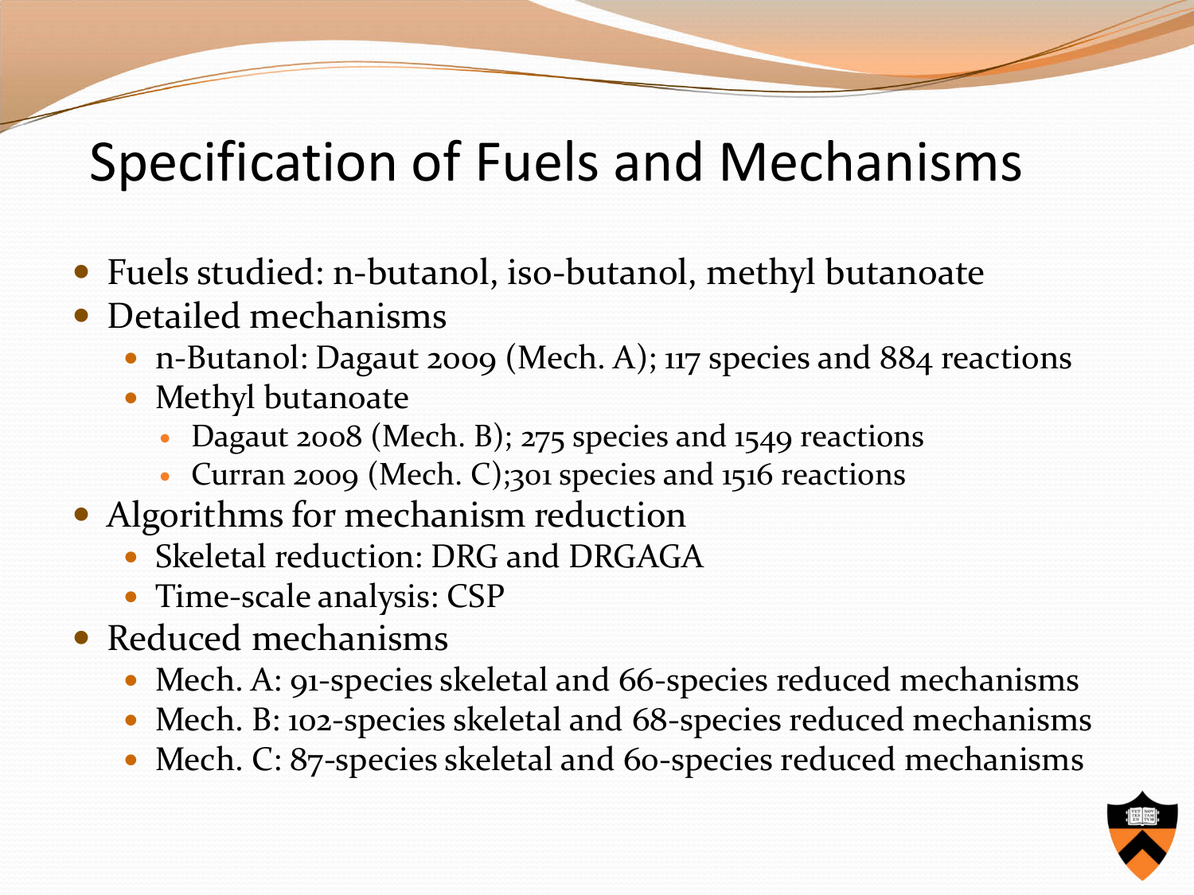# Specification of Fuels and Mechanisms

- Fuels studied: n-butanol, iso-butanol, methyl butanoate
- Detailed mechanisms
  - n-Butanol: Dagaut 2009 (Mech. A); 117 species and 884 reactions
  - Methyl butanoate
    - Dagaut 2008 (Mech. B); 275 species and 1549 reactions
    - Curran 2009 (Mech. C);301 species and 1516 reactions
- Algorithms for mechanism reduction
  - Skeletal reduction: DRG and DRGAGA
  - Time-scale analysis: CSP
- Reduced mechanisms
  - Mech. A: 91-species skeletal and 66-species reduced mechanisms
  - Mech. B: 102-species skeletal and 68-species reduced mechanisms
  - Mech. C: 87-species skeletal and 60-species reduced mechanisms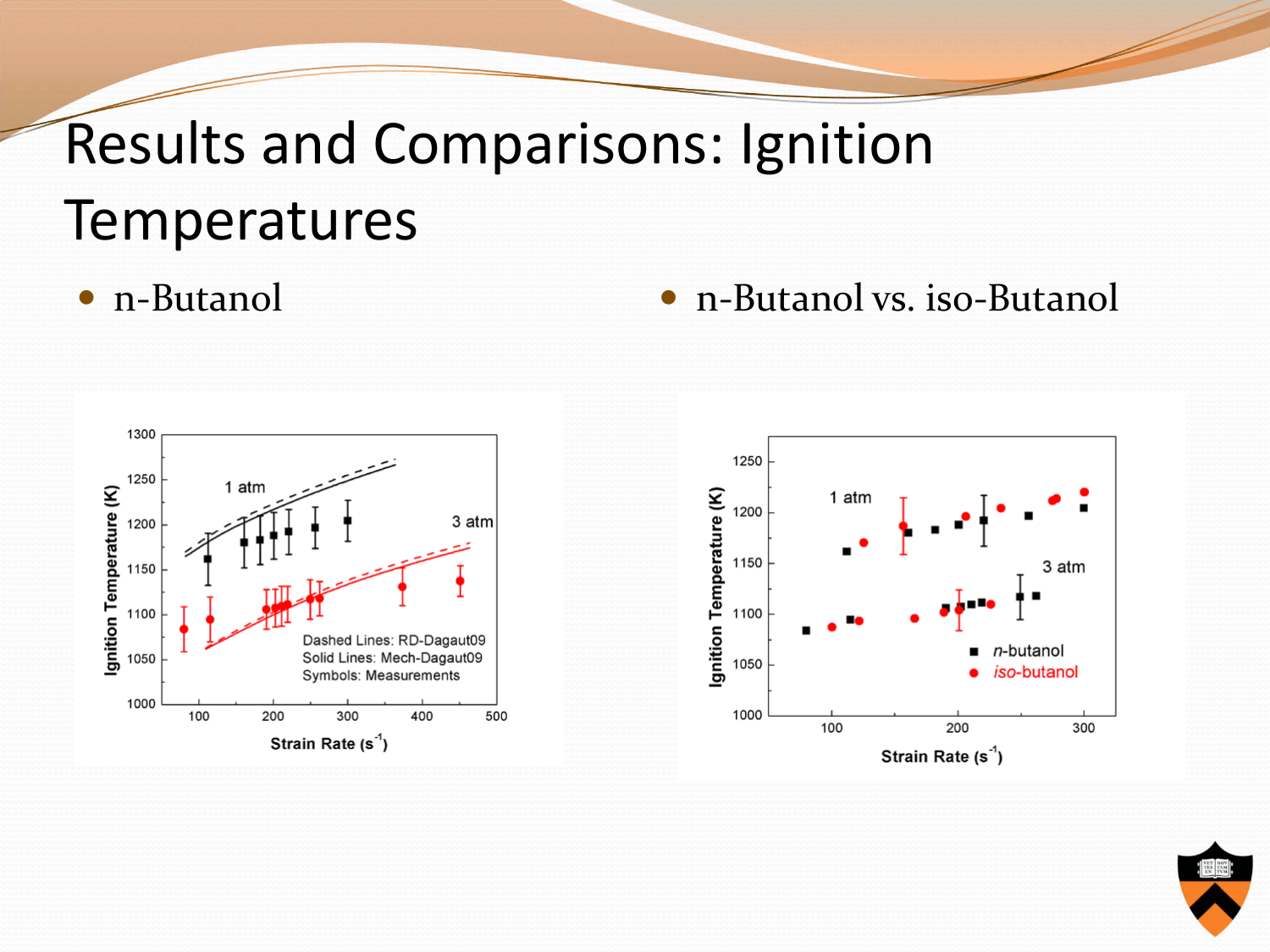# Results and Comparisons: Ignition Temperatures

- n-Butanol
- n-Butanol vs. iso-Butanol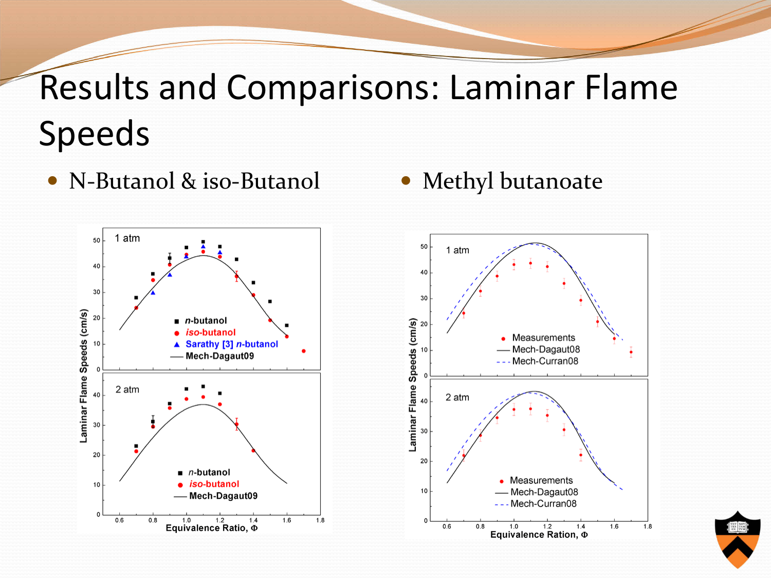# Results and Comparisons: Laminar Flame Speeds

- N-Butanol & iso-Butanol
- Methyl butanoate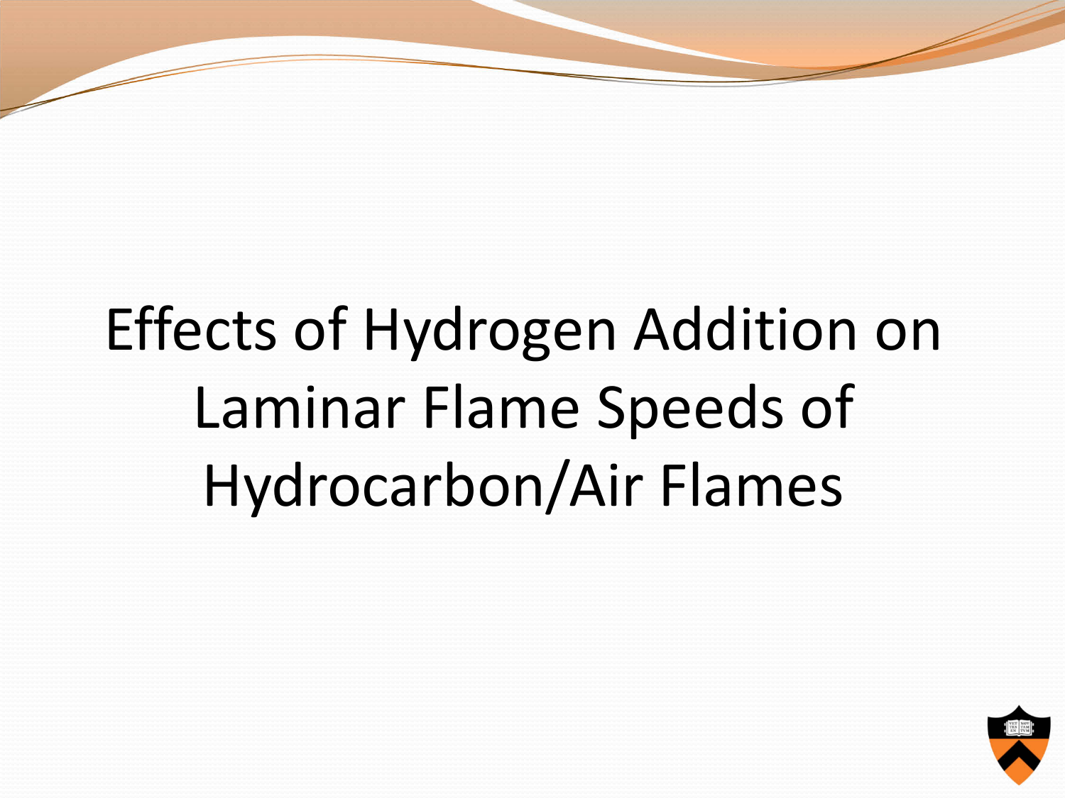# Effects of Hydrogen Addition on Laminar Flame Speeds of Hydrocarbon/Air Flames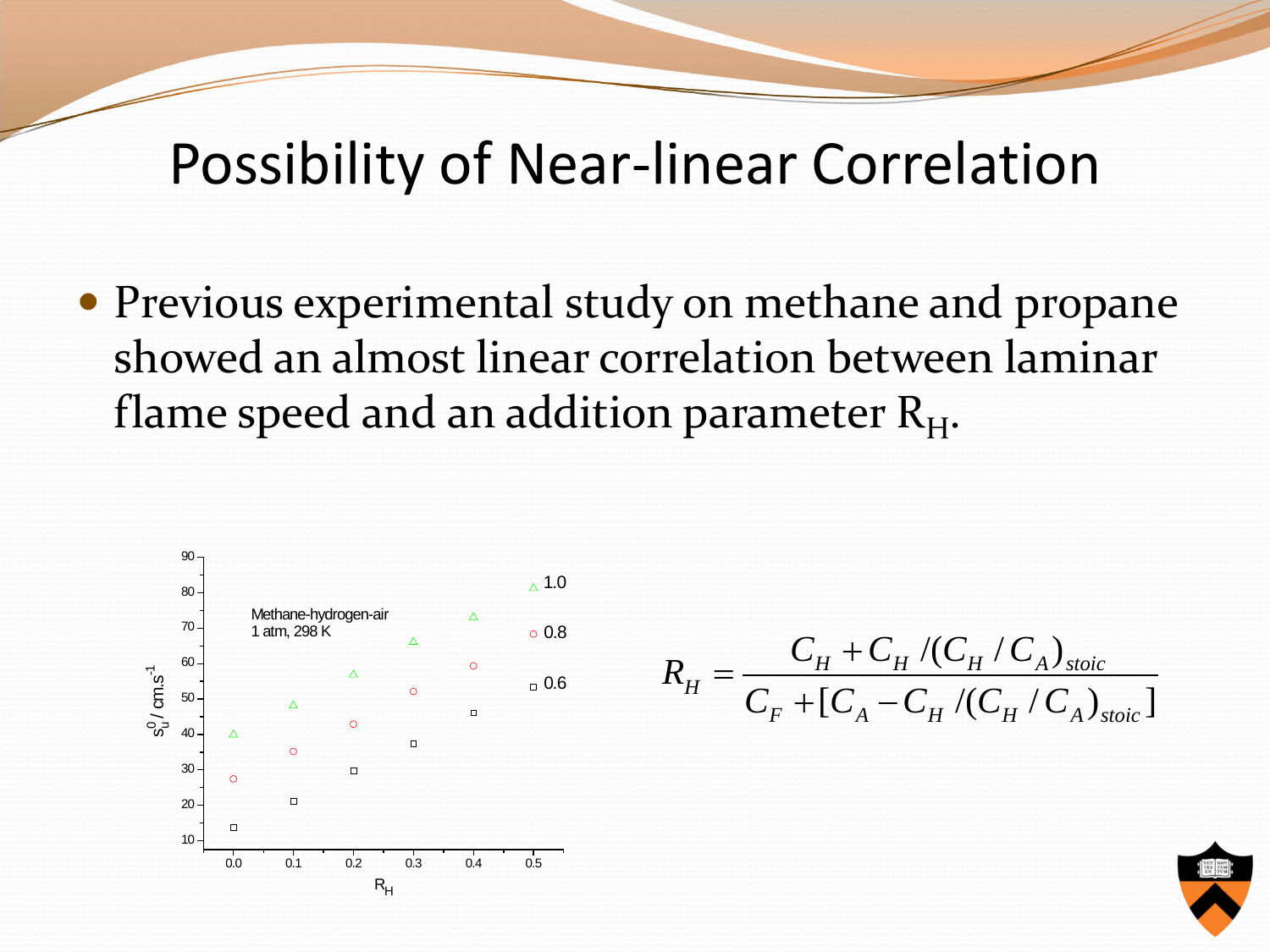# Possibility of Near-linear Correlation

- Previous experimental study on methane and propane showed an almost linear correlation between laminar flame speed and an addition parameter $R_H$.

$$R_H = \frac{C_H + C_H/(C_H/C_A)_{stoic}}{C_F + [C_A - C_H/(C_H/C_A)_{stoic}]}$$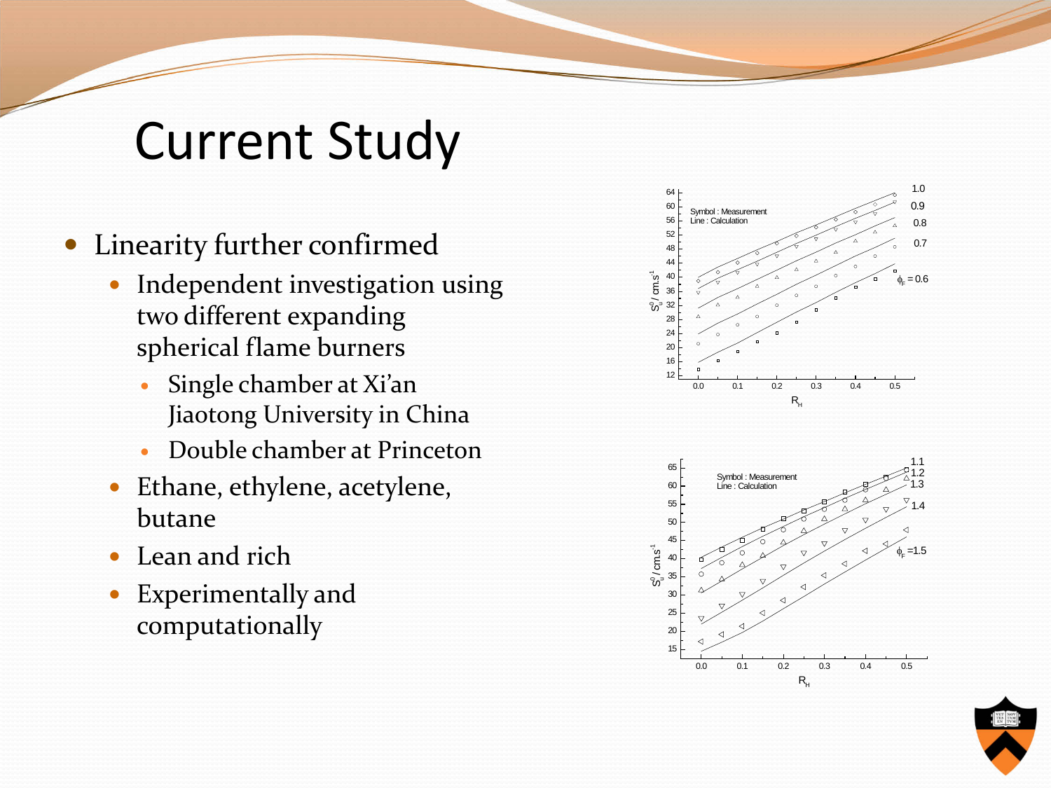# Current Study

- Linearity further confirmed
  - Independent investigation using two different expanding spherical flame burners
    - Single chamber at Xi'an Jiaotong University in China
    - Double chamber at Princeton
  - Ethane, ethylene, acetylene, butane
  - Lean and rich
  - Experimentally and computationally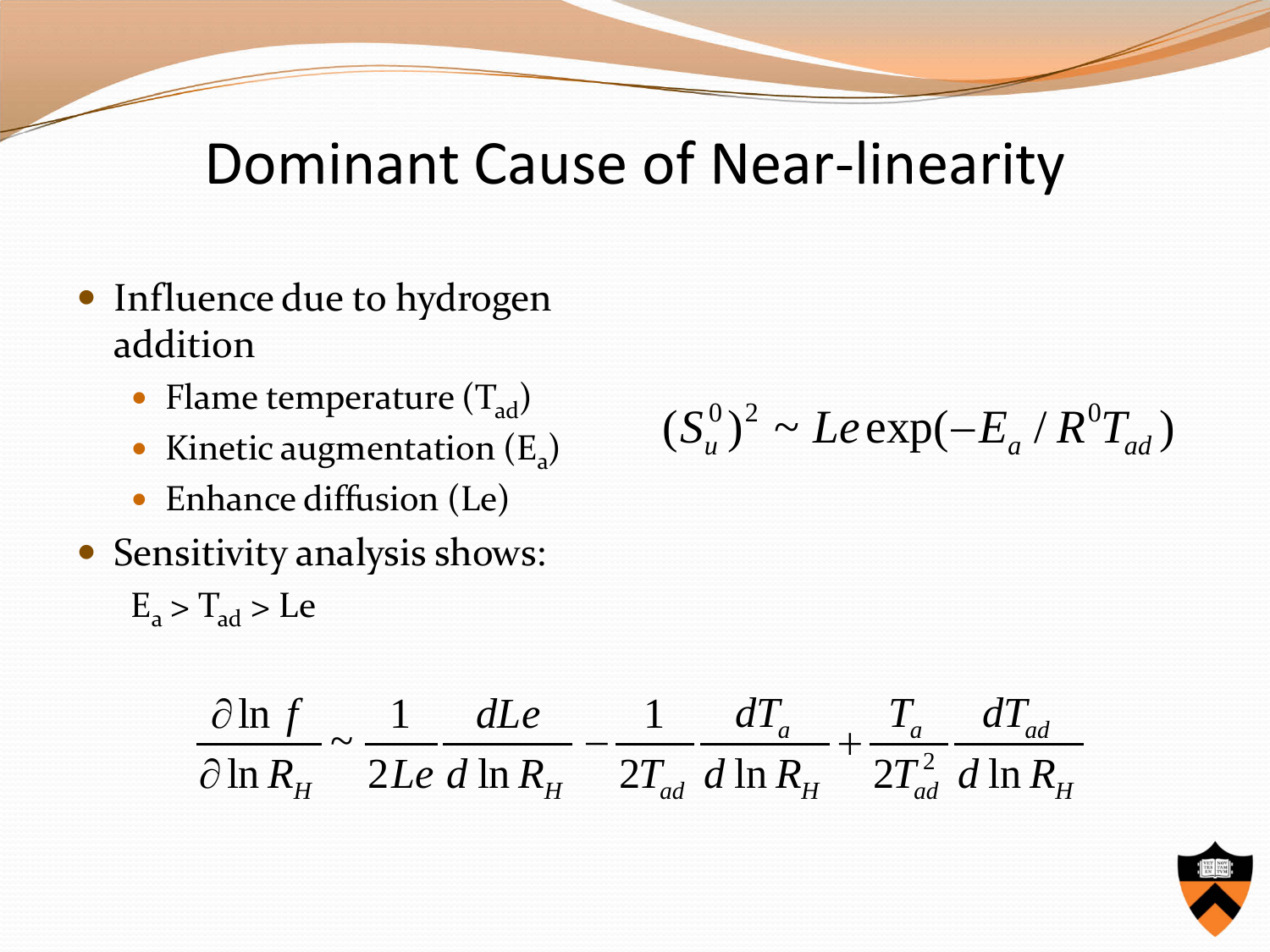# Dominant Cause of Near-linearity

- Influence due to hydrogen addition
  - Flame temperature ($T_{ad}$)
  - Kinetic augmentation ($E_a$)
  - Enhance diffusion (Le)
- Sensitivity analysis shows:

  $E_a > T_{ad} > Le$

$$(S_u^0)^2 \sim Le \exp(-E_a / R^0 T_{ad})$$

$$\frac{\partial \ln f}{\partial \ln R_H} \sim \frac{1}{2Le}\frac{dLe}{d\ln R_H} - \frac{1}{2T_{ad}}\frac{dT_a}{d\ln R_H} + \frac{T_a}{2T_{ad}^2}\frac{dT_{ad}}{d\ln R_H}$$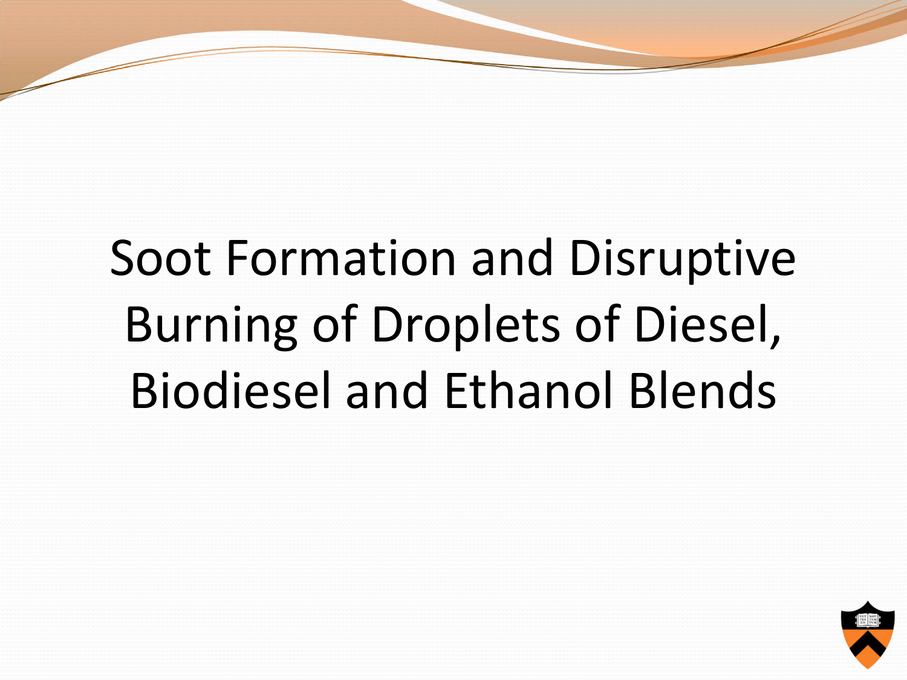# Soot Formation and Disruptive Burning of Droplets of Diesel, Biodiesel and Ethanol Blends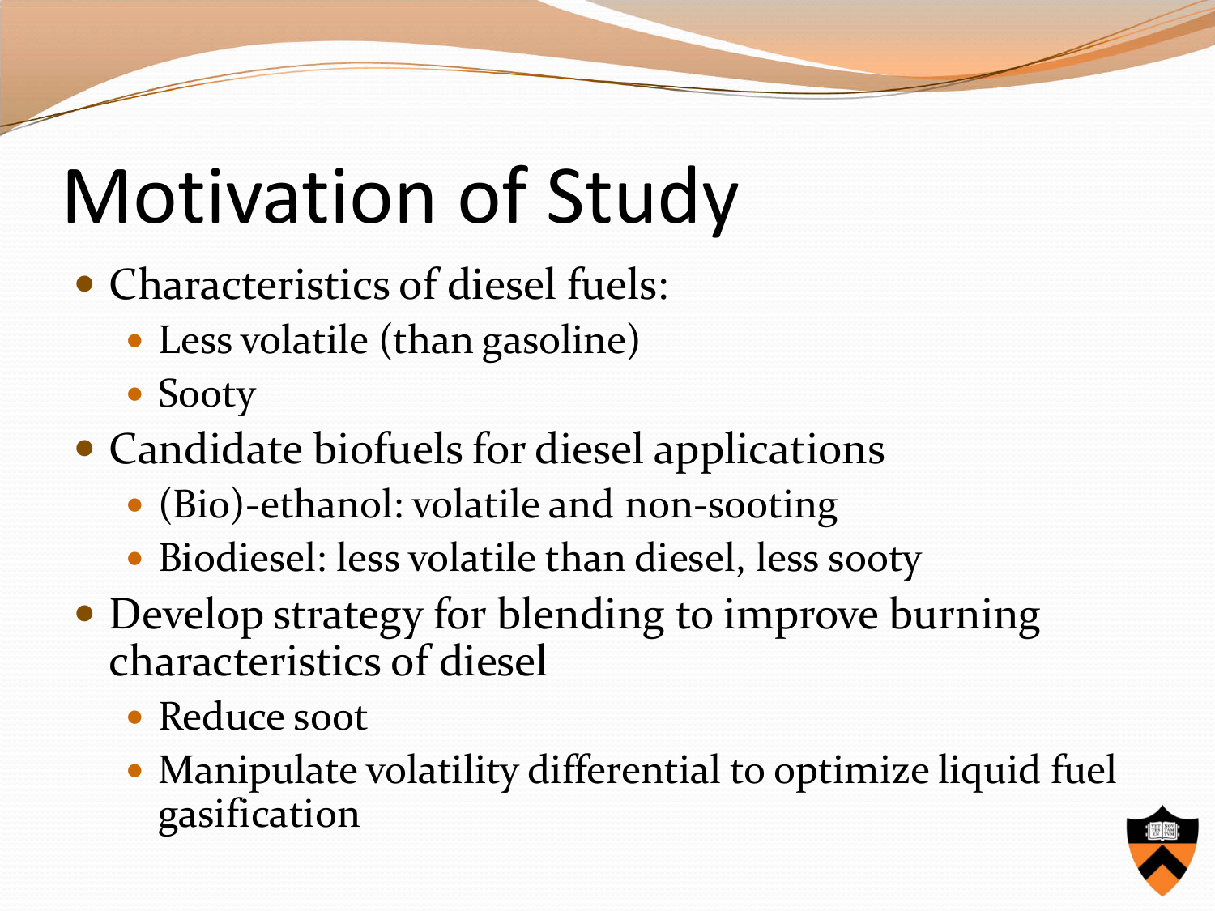# Motivation of Study

- Characteristics of diesel fuels:
  - Less volatile (than gasoline)
  - Sooty
- Candidate biofuels for diesel applications
  - (Bio)-ethanol: volatile and non-sooting
  - Biodiesel: less volatile than diesel, less sooty
- Develop strategy for blending to improve burning characteristics of diesel
  - Reduce soot
  - Manipulate volatility differential to optimize liquid fuel gasification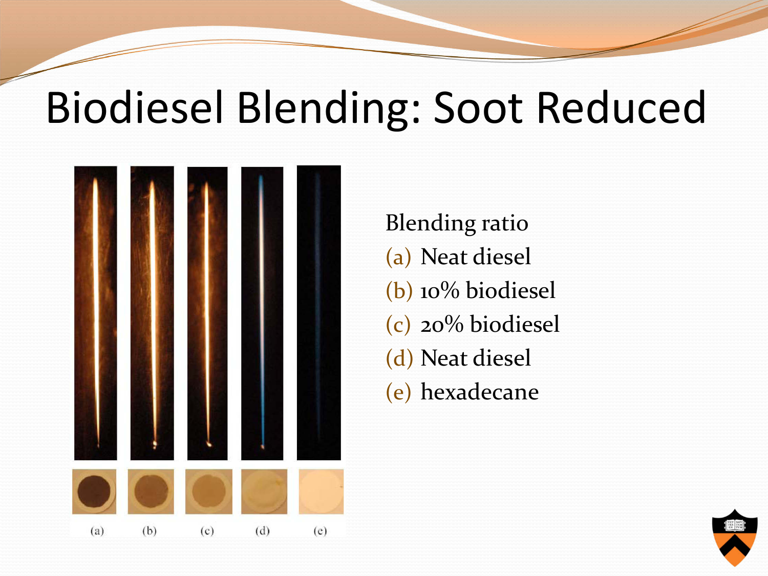# Biodiesel Blending: Soot Reduced

(a) (b) (c) (d) (e)

Blending ratio

(a) Neat diesel
(b) 10% biodiesel
(c) 20% biodiesel
(d) Neat diesel
(e) hexadecane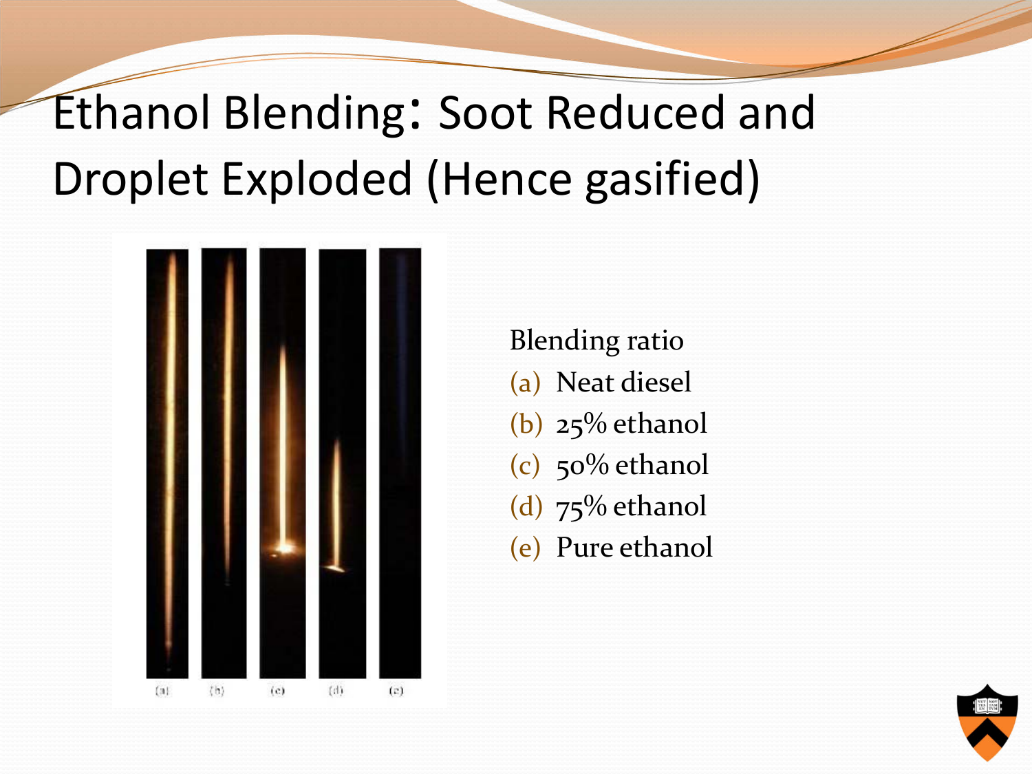# Ethanol Blending: Soot Reduced and Droplet Exploded (Hence gasified)

Blending ratio

(a) Neat diesel
(b) 25% ethanol
(c) 50% ethanol
(d) 75% ethanol
(e) Pure ethanol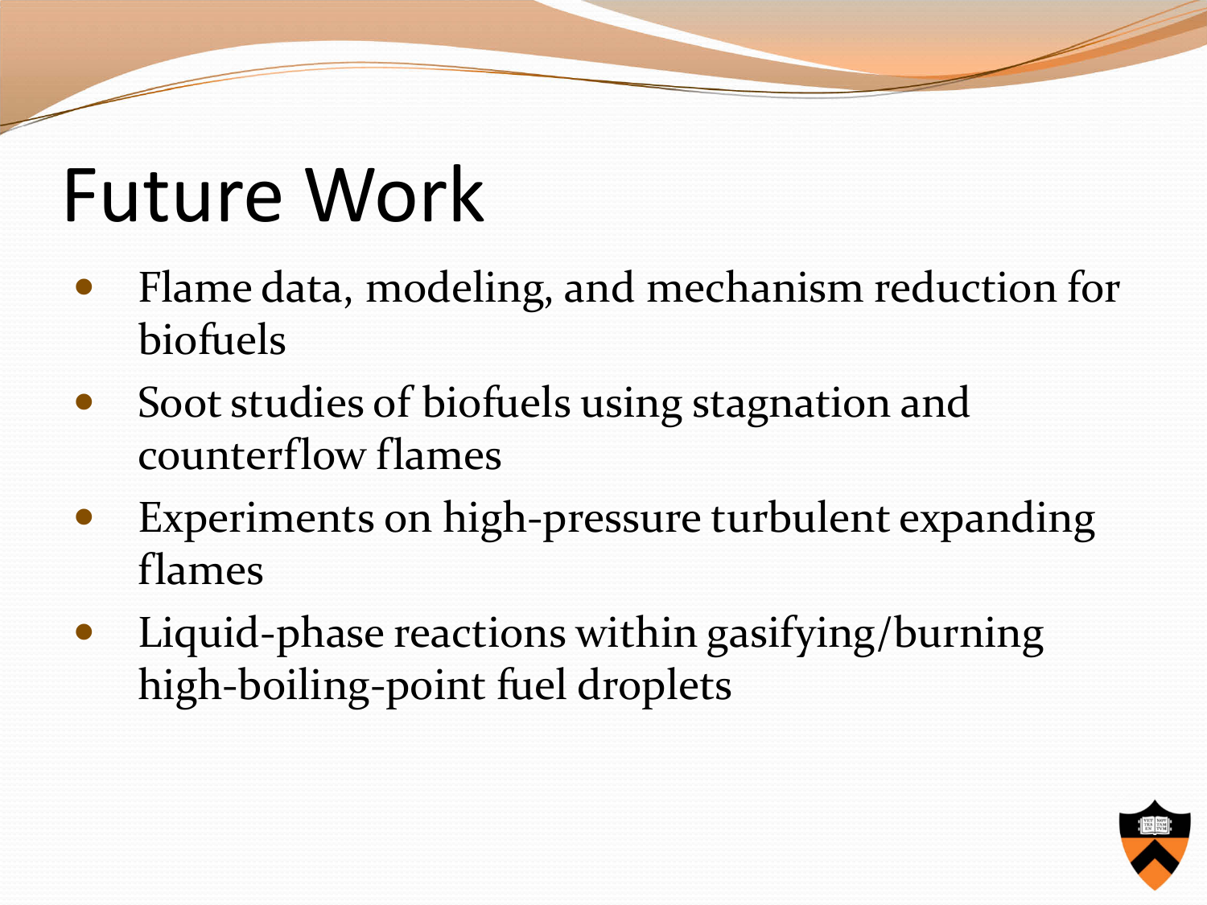# Future Work

- Flame data, modeling, and mechanism reduction for biofuels
- Soot studies of biofuels using stagnation and counterflow flames
- Experiments on high-pressure turbulent expanding flames
- Liquid-phase reactions within gasifying/burning high-boiling-point fuel droplets